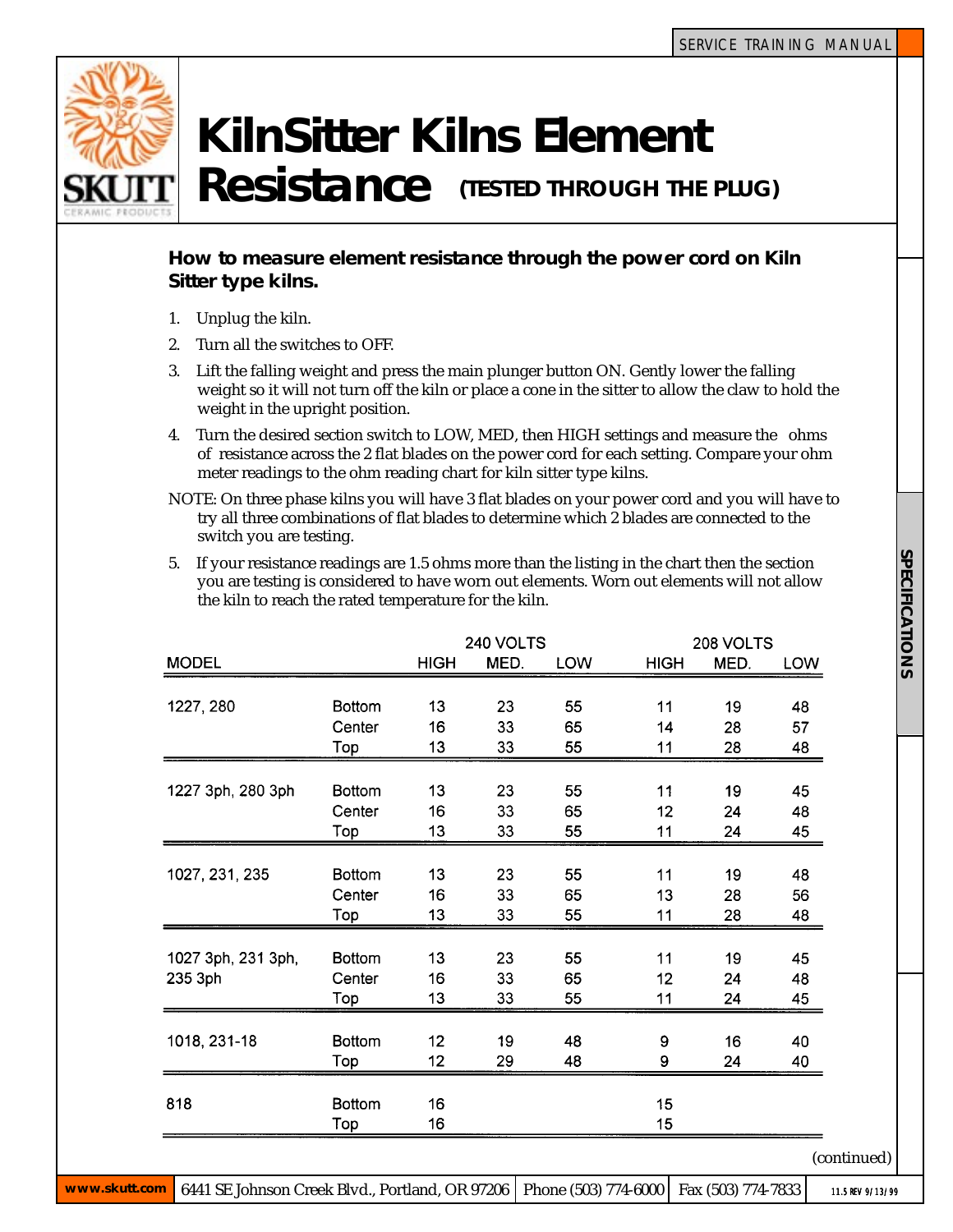# KilnSitter Kilns Element Resistance (TESTED THROUGH THE PLUG)

**How to measure element resistance through the power cord on Kiln Sitter type kilns.**

1. Unplug the kiln.
2. Turn all the switches to OFF.
3. Lift the falling weight and press the main plunger button ON. Gently lower the falling weight so it will not turn off the kiln or place a cone in the sitter to allow the claw to hold the weight in the upright position.
4. Turn the desired section switch to LOW, MED, then HIGH settings and measure the ohms of resistance across the 2 flat blades on the power cord for each setting. Compare your ohm meter readings to the ohm reading chart for kiln sitter type kilns.

NOTE: On three phase kilns you will have 3 flat blades on your power cord and you will have to try all three combinations of flat blades to determine which 2 blades are connected to the switch you are testing.

5. If your resistance readings are 1.5 ohms more than the listing in the chart then the section you are testing is considered to have worn out elements. Worn out elements will not allow the kiln to reach the rated temperature for the kiln.

| | | 240 VOLTS | | | 208 VOLTS | | |
|---|---|---|---|---|---|---|---|
| MODEL | | HIGH | MED. | LOW | HIGH | MED. | LOW |
| 1227, 280 | Bottom | 13 | 23 | 55 | 11 | 19 | 48 |
| | Center | 16 | 33 | 65 | 14 | 28 | 57 |
| | Top | 13 | 33 | 55 | 11 | 28 | 48 |
| 1227 3ph, 280 3ph | Bottom | 13 | 23 | 55 | 11 | 19 | 45 |
| | Center | 16 | 33 | 65 | 12 | 24 | 48 |
| | Top | 13 | 33 | 55 | 11 | 24 | 45 |
| 1027, 231, 235 | Bottom | 13 | 23 | 55 | 11 | 19 | 48 |
| | Center | 16 | 33 | 65 | 13 | 28 | 56 |
| | Top | 13 | 33 | 55 | 11 | 28 | 48 |
| 1027 3ph, 231 3ph, 235 3ph | Bottom | 13 | 23 | 55 | 11 | 19 | 45 |
| | Center | 16 | 33 | 65 | 12 | 24 | 48 |
| | Top | 13 | 33 | 55 | 11 | 24 | 45 |
| 1018, 231-18 | Bottom | 12 | 19 | 48 | 9 | 16 | 40 |
| | Top | 12 | 29 | 48 | 9 | 24 | 40 |
| 818 | Bottom | 16 | | | 15 | | |
| | Top | 16 | | | 15 | | |

(continued)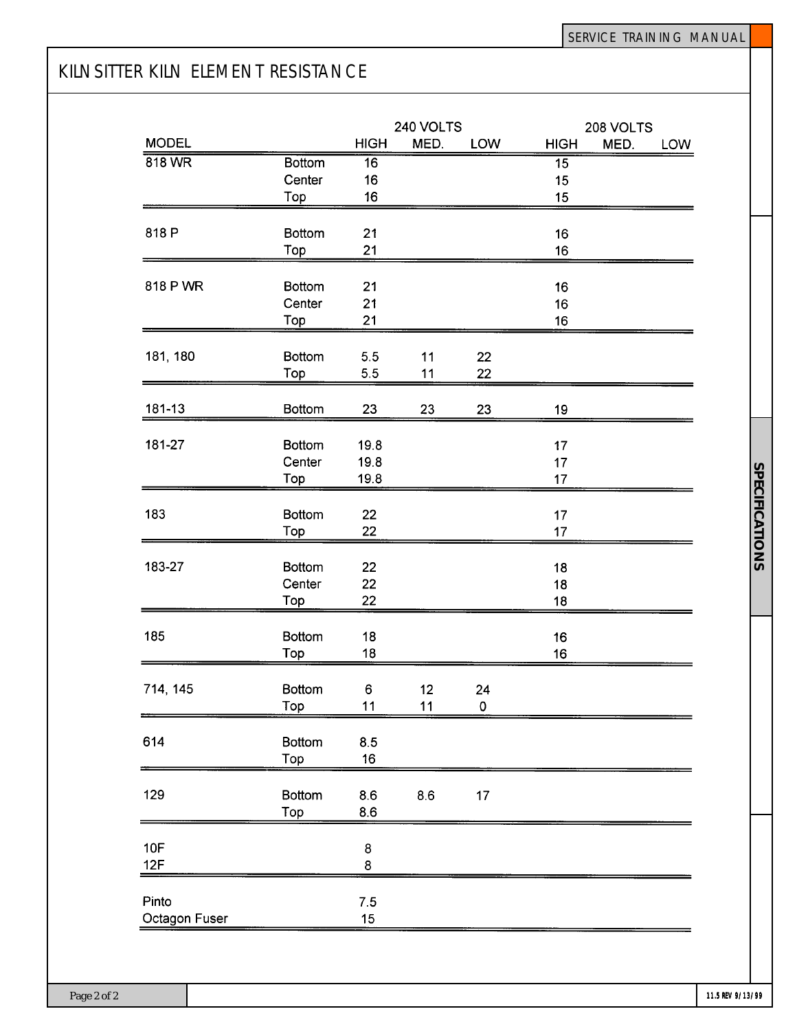# KILN SITTER KILN ELEMENT RESISTANCE

| MODEL | | 240 VOLTS HIGH | 240 VOLTS MED. | 240 VOLTS LOW | 208 VOLTS HIGH | 208 VOLTS MED. | 208 VOLTS LOW |
|---|---|---|---|---|---|---|---|
| 818 WR | Bottom | 16 | | | 15 | | |
| | Center | 16 | | | 15 | | |
| | Top | 16 | | | 15 | | |
| 818 P | Bottom | 21 | | | 16 | | |
| | Top | 21 | | | 16 | | |
| 818 P WR | Bottom | 21 | | | 16 | | |
| | Center | 21 | | | 16 | | |
| | Top | 21 | | | 16 | | |
| 181, 180 | Bottom | 5.5 | 11 | 22 | | | |
| | Top | 5.5 | 11 | 22 | | | |
| 181-13 | Bottom | 23 | 23 | 23 | 19 | | |
| 181-27 | Bottom | 19.8 | | | 17 | | |
| | Center | 19.8 | | | 17 | | |
| | Top | 19.8 | | | 17 | | |
| 183 | Bottom | 22 | | | 17 | | |
| | Top | 22 | | | 17 | | |
| 183-27 | Bottom | 22 | | | 18 | | |
| | Center | 22 | | | 18 | | |
| | Top | 22 | | | 18 | | |
| 185 | Bottom | 18 | | | 16 | | |
| | Top | 18 | | | 16 | | |
| 714, 145 | Bottom | 6 | 12 | 24 | | | |
| | Top | 11 | 11 | 0 | | | |
| 614 | Bottom | 8.5 | | | | | |
| | Top | 16 | | | | | |
| 129 | Bottom | 8.6 | 8.6 | 17 | | | |
| | Top | 8.6 | | | | | |
| 10F | | 8 | | | | | |
| 12F | | 8 | | | | | |
| Pinto | | 7.5 | | | | | |
| Octagon Fuser | | 15 | | | | | |